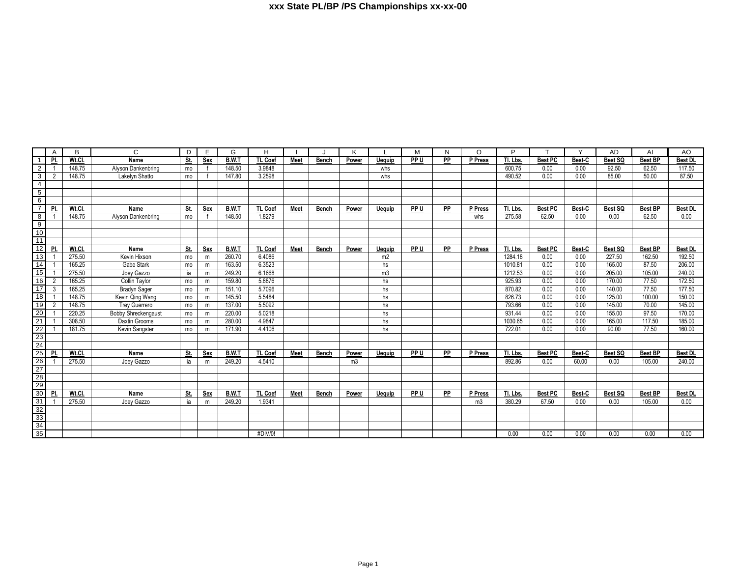# xxx State PL/BP /PS Championships xx-xx-00

| | A | B | C | D | E | G | H | I | J | K | L | M | N | O | P | T | Y | AD | AI | AO |
|---|---|---|---|---|---|---|---|---|---|---|---|---|---|---|---|---|---|---|---|---|
| 1 | Pl. | Wt.Cl. | Name | St. | Sex | B.W.T | TL Coef | Meet | Bench | Power | Uequip | PP U | PP | P Press | Tl. Lbs. | Best PC | Best-C | Best SQ | Best BP | Best DL |
| 2 | 1 | 148.75 | Alyson Dankenbring | mo | f | 148.50 | 3.9848 | | | | whs | | | | 600.75 | 0.00 | 0.00 | 92.50 | 62.50 | 117.50 |
| 3 | 2 | 148.75 | Lakelyn Shatto | mo | f | 147.80 | 3.2598 | | | | whs | | | | 490.52 | 0.00 | 0.00 | 85.00 | 50.00 | 87.50 |
| 4 | | | | | | | | | | | | | | | | | | | | |
| 5 | | | | | | | | | | | | | | | | | | | | |
| 6 | | | | | | | | | | | | | | | | | | | | |
| 7 | Pl. | Wt.Cl. | Name | St. | Sex | B.W.T | TL Coef | Meet | Bench | Power | Uequip | PP U | PP | P Press | Tl. Lbs. | Best PC | Best-C | Best SQ | Best BP | Best DL |
| 8 | 1 | 148.75 | Alyson Dankenbring | mo | f | 148.50 | 1.8279 | | | | | | | whs | 275.58 | 62.50 | 0.00 | 0.00 | 62.50 | 0.00 |
| 9 | | | | | | | | | | | | | | | | | | | | |
| 10 | | | | | | | | | | | | | | | | | | | | |
| 11 | | | | | | | | | | | | | | | | | | | | |
| 12 | Pl. | Wt.Cl. | Name | St. | Sex | B.W.T | TL Coef | Meet | Bench | Power | Uequip | PP U | PP | P Press | Tl. Lbs. | Best PC | Best-C | Best SQ | Best BP | Best DL |
| 13 | 1 | 275.50 | Kevin Hixson | mo | m | 260.70 | 6.4086 | | | | m2 | | | | 1284.18 | 0.00 | 0.00 | 227.50 | 162.50 | 192.50 |
| 14 | 1 | 165.25 | Gabe Stark | mo | m | 163.50 | 6.3523 | | | | hs | | | | 1010.81 | 0.00 | 0.00 | 165.00 | 87.50 | 206.00 |
| 15 | 1 | 275.50 | Joey Gazzo | ia | m | 249.20 | 6.1668 | | | | m3 | | | | 1212.53 | 0.00 | 0.00 | 205.00 | 105.00 | 240.00 |
| 16 | 2 | 165.25 | Collin Taylor | mo | m | 159.80 | 5.8876 | | | | hs | | | | 925.93 | 0.00 | 0.00 | 170.00 | 77.50 | 172.50 |
| 17 | 3 | 165.25 | Bradyn Sager | mo | m | 151.10 | 5.7096 | | | | hs | | | | 870.82 | 0.00 | 0.00 | 140.00 | 77.50 | 177.50 |
| 18 | 1 | 148.75 | Kevin Qing Wang | mo | m | 145.50 | 5.5484 | | | | hs | | | | 826.73 | 0.00 | 0.00 | 125.00 | 100.00 | 150.00 |
| 19 | 2 | 148.75 | Trey Guerrero | mo | m | 137.00 | 5.5092 | | | | hs | | | | 793.66 | 0.00 | 0.00 | 145.00 | 70.00 | 145.00 |
| 20 | 1 | 220.25 | Bobby Shreckengaust | mo | m | 220.00 | 5.0218 | | | | hs | | | | 931.44 | 0.00 | 0.00 | 155.00 | 97.50 | 170.00 |
| 21 | 1 | 308.50 | Daxtin Grooms | mo | m | 280.00 | 4.9847 | | | | hs | | | | 1030.65 | 0.00 | 0.00 | 165.00 | 117.50 | 185.00 |
| 22 | 1 | 181.75 | Kevin Sangster | mo | m | 171.90 | 4.4106 | | | | hs | | | | 722.01 | 0.00 | 0.00 | 90.00 | 77.50 | 160.00 |
| 23 | | | | | | | | | | | | | | | | | | | | |
| 24 | | | | | | | | | | | | | | | | | | | | |
| 25 | Pl. | Wt.Cl. | Name | St. | Sex | B.W.T | TL Coef | Meet | Bench | Power | Uequip | PP U | PP | P Press | Tl. Lbs. | Best PC | Best-C | Best SQ | Best BP | Best DL |
| 26 | 1 | 275.50 | Joey Gazzo | ia | m | 249.20 | 4.5410 | | | m3 | | | | | 892.86 | 0.00 | 60.00 | 0.00 | 105.00 | 240.00 |
| 27 | | | | | | | | | | | | | | | | | | | | |
| 28 | | | | | | | | | | | | | | | | | | | | |
| 29 | | | | | | | | | | | | | | | | | | | | |
| 30 | Pl. | Wt.Cl. | Name | St. | Sex | B.W.T | TL Coef | Meet | Bench | Power | Uequip | PP U | PP | P Press | Tl. Lbs. | Best PC | Best-C | Best SQ | Best BP | Best DL |
| 31 | 1 | 275.50 | Joey Gazzo | ia | m | 249.20 | 1.9341 | | | | | | | m3 | 380.29 | 67.50 | 0.00 | 0.00 | 105.00 | 0.00 |
| 32 | | | | | | | | | | | | | | | | | | | | |
| 33 | | | | | | | | | | | | | | | | | | | | |
| 34 | | | | | | | | | | | | | | | | | | | | |
| 35 | | | | | | | #DIV/0! | | | | | | | | 0.00 | 0.00 | 0.00 | 0.00 | 0.00 | 0.00 |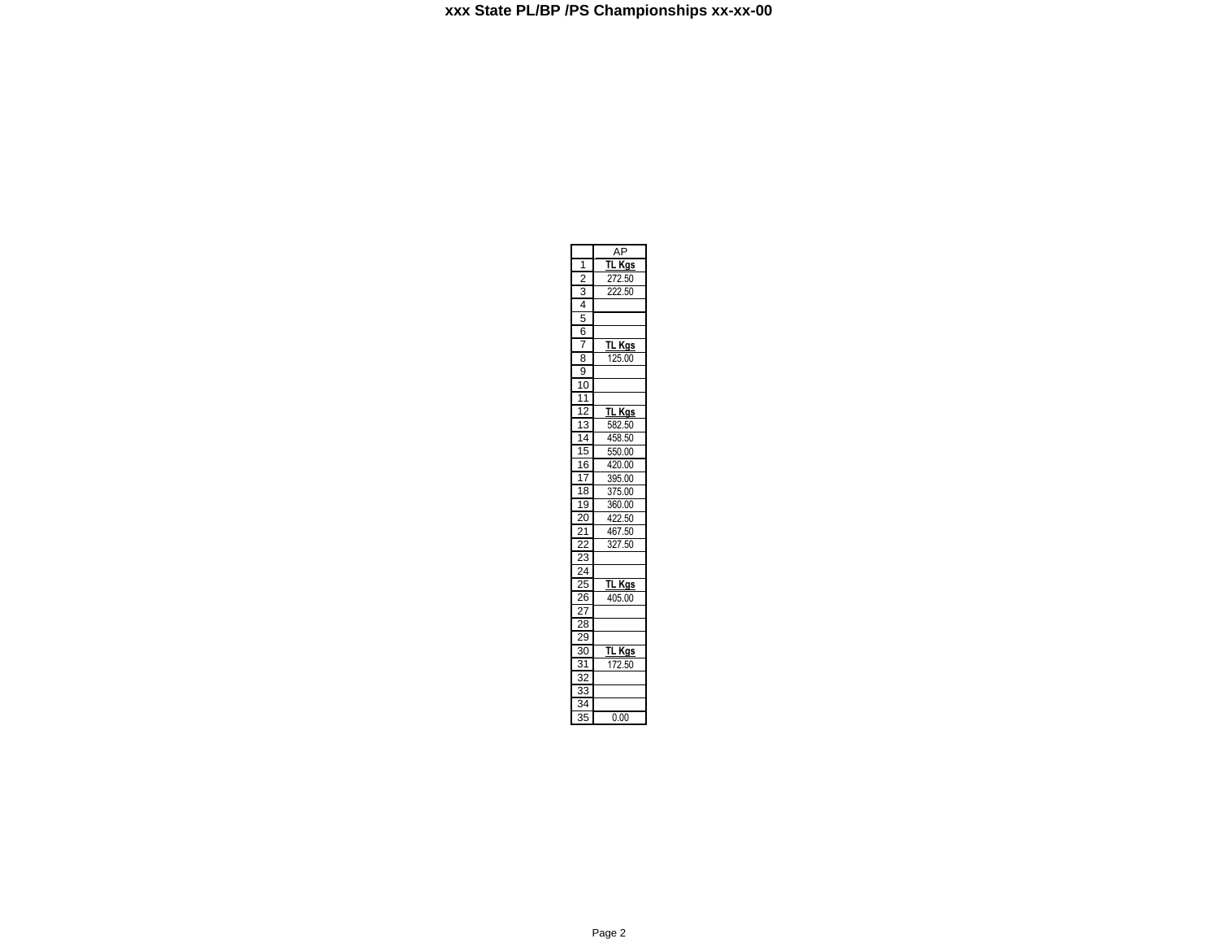| | AP |
|---|---|
| 1 | **TL Kgs** |
| 2 | 272.50 |
| 3 | 222.50 |
| 4 | |
| 5 | |
| 6 | |
| 7 | **TL Kgs** |
| 8 | 125.00 |
| 9 | |
| 10 | |
| 11 | |
| 12 | **TL Kgs** |
| 13 | 582.50 |
| 14 | 458.50 |
| 15 | 550.00 |
| 16 | 420.00 |
| 17 | 395.00 |
| 18 | 375.00 |
| 19 | 360.00 |
| 20 | 422.50 |
| 21 | 467.50 |
| 22 | 327.50 |
| 23 | |
| 24 | |
| 25 | **TL Kgs** |
| 26 | 405.00 |
| 27 | |
| 28 | |
| 29 | |
| 30 | **TL Kgs** |
| 31 | 172.50 |
| 32 | |
| 33 | |
| 34 | |
| 35 | 0.00 |